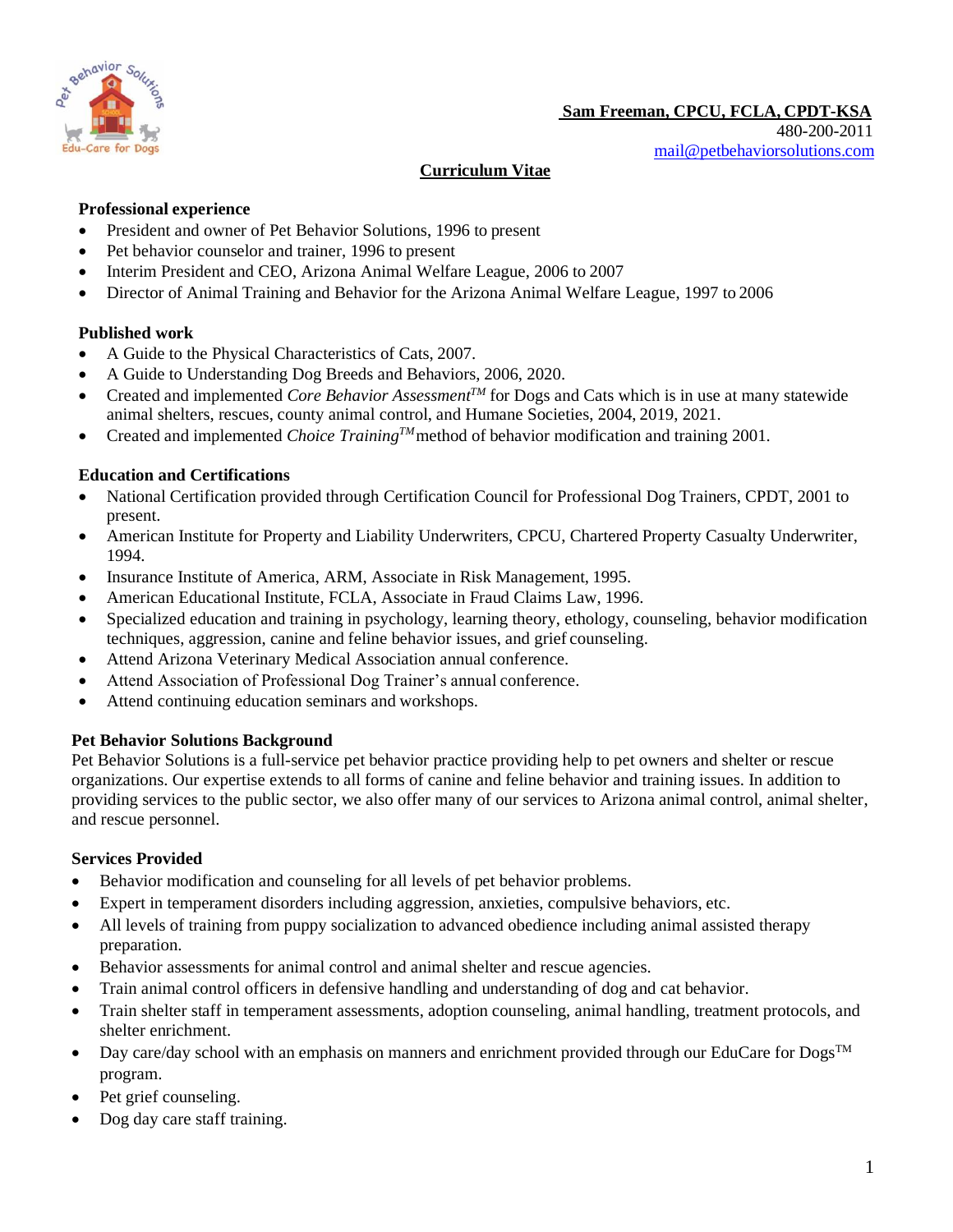**Sam Freeman, CPCU, FCLA, CPDT-KSA**
480-200-2011
mail@petbehaviorsolutions.com

# Curriculum Vitae

## Professional experience

- President and owner of Pet Behavior Solutions, 1996 to present
- Pet behavior counselor and trainer, 1996 to present
- Interim President and CEO, Arizona Animal Welfare League, 2006 to 2007
- Director of Animal Training and Behavior for the Arizona Animal Welfare League, 1997 to 2006

## Published work

- A Guide to the Physical Characteristics of Cats, 2007.
- A Guide to Understanding Dog Breeds and Behaviors, 2006, 2020.
- Created and implemented *Core Behavior Assessment*™ for Dogs and Cats which is in use at many statewide animal shelters, rescues, county animal control, and Humane Societies, 2004, 2019, 2021.
- Created and implemented *Choice Training*™ method of behavior modification and training 2001.

## Education and Certifications

- National Certification provided through Certification Council for Professional Dog Trainers, CPDT, 2001 to present.
- American Institute for Property and Liability Underwriters, CPCU, Chartered Property Casualty Underwriter, 1994.
- Insurance Institute of America, ARM, Associate in Risk Management, 1995.
- American Educational Institute, FCLA, Associate in Fraud Claims Law, 1996.
- Specialized education and training in psychology, learning theory, ethology, counseling, behavior modification techniques, aggression, canine and feline behavior issues, and grief counseling.
- Attend Arizona Veterinary Medical Association annual conference.
- Attend Association of Professional Dog Trainer's annual conference.
- Attend continuing education seminars and workshops.

## Pet Behavior Solutions Background

Pet Behavior Solutions is a full-service pet behavior practice providing help to pet owners and shelter or rescue organizations. Our expertise extends to all forms of canine and feline behavior and training issues. In addition to providing services to the public sector, we also offer many of our services to Arizona animal control, animal shelter, and rescue personnel.

## Services Provided

- Behavior modification and counseling for all levels of pet behavior problems.
- Expert in temperament disorders including aggression, anxieties, compulsive behaviors, etc.
- All levels of training from puppy socialization to advanced obedience including animal assisted therapy preparation.
- Behavior assessments for animal control and animal shelter and rescue agencies.
- Train animal control officers in defensive handling and understanding of dog and cat behavior.
- Train shelter staff in temperament assessments, adoption counseling, animal handling, treatment protocols, and shelter enrichment.
- Day care/day school with an emphasis on manners and enrichment provided through our EduCare for Dogs™ program.
- Pet grief counseling.
- Dog day care staff training.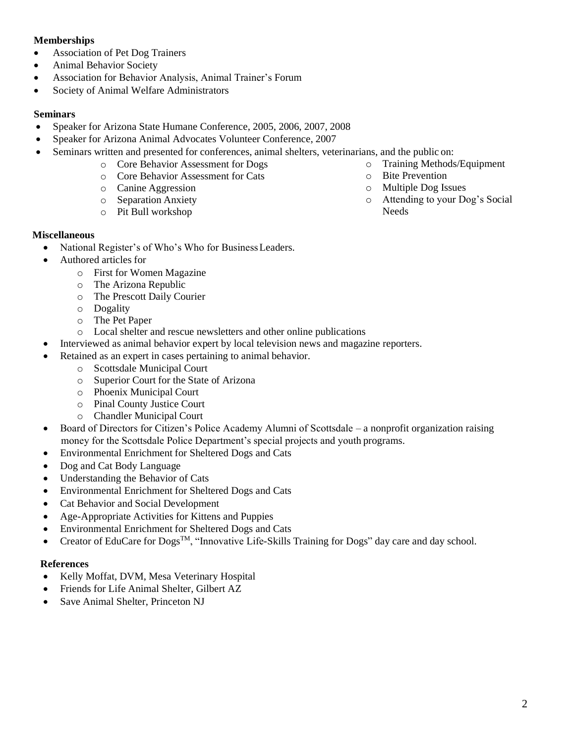**Memberships**

- Association of Pet Dog Trainers
- Animal Behavior Society
- Association for Behavior Analysis, Animal Trainer's Forum
- Society of Animal Welfare Administrators

**Seminars**

- Speaker for Arizona State Humane Conference, 2005, 2006, 2007, 2008
- Speaker for Arizona Animal Advocates Volunteer Conference, 2007
- Seminars written and presented for conferences, animal shelters, veterinarians, and the public on:
  - Core Behavior Assessment for Dogs
  - Core Behavior Assessment for Cats
  - Canine Aggression
  - Separation Anxiety
  - Pit Bull workshop
  - Training Methods/Equipment
  - Bite Prevention
  - Multiple Dog Issues
  - Attending to your Dog's Social Needs

**Miscellaneous**

- National Register's of Who's Who for Business Leaders.
- Authored articles for
  - First for Women Magazine
  - The Arizona Republic
  - The Prescott Daily Courier
  - Dogality
  - The Pet Paper
  - Local shelter and rescue newsletters and other online publications
- Interviewed as animal behavior expert by local television news and magazine reporters.
- Retained as an expert in cases pertaining to animal behavior.
  - Scottsdale Municipal Court
  - Superior Court for the State of Arizona
  - Phoenix Municipal Court
  - Pinal County Justice Court
  - Chandler Municipal Court
- Board of Directors for Citizen's Police Academy Alumni of Scottsdale – a nonprofit organization raising money for the Scottsdale Police Department's special projects and youth programs.
- Environmental Enrichment for Sheltered Dogs and Cats
- Dog and Cat Body Language
- Understanding the Behavior of Cats
- Environmental Enrichment for Sheltered Dogs and Cats
- Cat Behavior and Social Development
- Age-Appropriate Activities for Kittens and Puppies
- Environmental Enrichment for Sheltered Dogs and Cats
- Creator of EduCare for Dogs™, "Innovative Life-Skills Training for Dogs" day care and day school.

**References**

- Kelly Moffat, DVM, Mesa Veterinary Hospital
- Friends for Life Animal Shelter, Gilbert AZ
- Save Animal Shelter, Princeton NJ